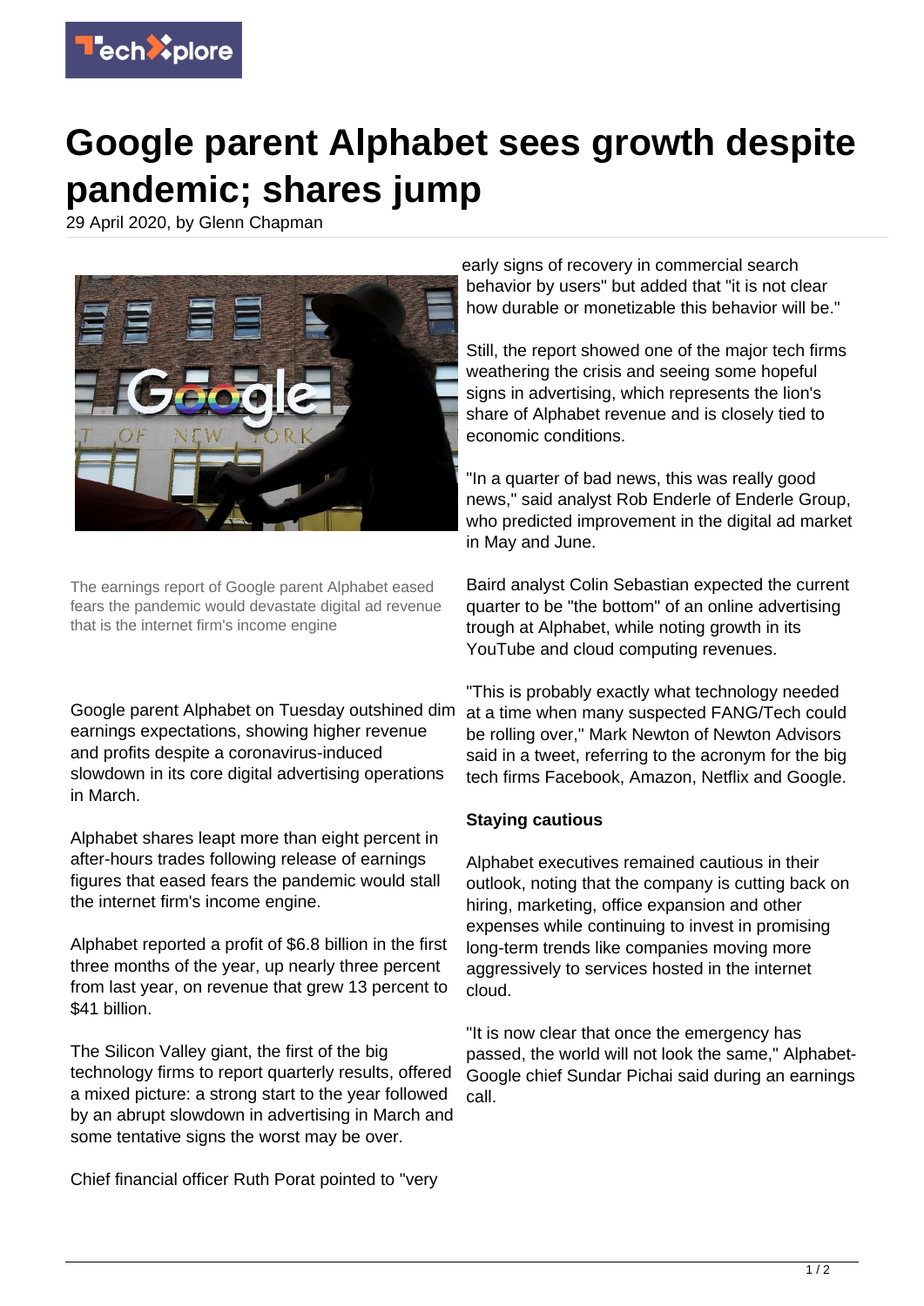# Google parent Alphabet sees growth despite pandemic; shares jump

29 April 2020, by Glenn Chapman

The earnings report of Google parent Alphabet eased fears the pandemic would devastate digital ad revenue that is the internet firm's income engine

Google parent Alphabet on Tuesday outshined dim earnings expectations, showing higher revenue and profits despite a coronavirus-induced slowdown in its core digital advertising operations in March.

Alphabet shares leapt more than eight percent in after-hours trades following release of earnings figures that eased fears the pandemic would stall the internet firm's income engine.

Alphabet reported a profit of $6.8 billion in the first three months of the year, up nearly three percent from last year, on revenue that grew 13 percent to $41 billion.

The Silicon Valley giant, the first of the big technology firms to report quarterly results, offered a mixed picture: a strong start to the year followed by an abrupt slowdown in advertising in March and some tentative signs the worst may be over.

Chief financial officer Ruth Porat pointed to "very early signs of recovery in commercial search behavior by users" but added that "it is not clear how durable or monetizable this behavior will be."

Still, the report showed one of the major tech firms weathering the crisis and seeing some hopeful signs in advertising, which represents the lion's share of Alphabet revenue and is closely tied to economic conditions.

"In a quarter of bad news, this was really good news," said analyst Rob Enderle of Enderle Group, who predicted improvement in the digital ad market in May and June.

Baird analyst Colin Sebastian expected the current quarter to be "the bottom" of an online advertising trough at Alphabet, while noting growth in its YouTube and cloud computing revenues.

"This is probably exactly what technology needed at a time when many suspected FANG/Tech could be rolling over," Mark Newton of Newton Advisors said in a tweet, referring to the acronym for the big tech firms Facebook, Amazon, Netflix and Google.

**Staying cautious**

Alphabet executives remained cautious in their outlook, noting that the company is cutting back on hiring, marketing, office expansion and other expenses while continuing to invest in promising long-term trends like companies moving more aggressively to services hosted in the internet cloud.

"It is now clear that once the emergency has passed, the world will not look the same," Alphabet-Google chief Sundar Pichai said during an earnings call.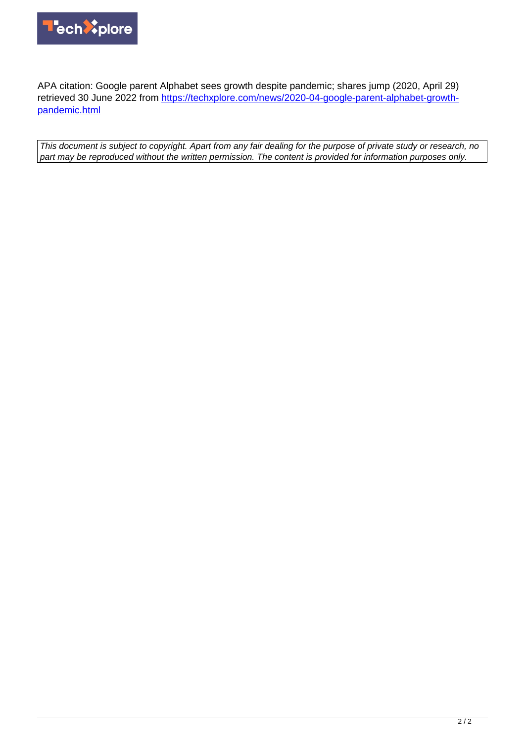APA citation: Google parent Alphabet sees growth despite pandemic; shares jump (2020, April 29) retrieved 30 June 2022 from [https://techxplore.com/news/2020-04-google-parent-alphabet-growth-pandemic.html](https://techxplore.com/news/2020-04-google-parent-alphabet-growth-pandemic.html)

*This document is subject to copyright. Apart from any fair dealing for the purpose of private study or research, no part may be reproduced without the written permission. The content is provided for information purposes only.*